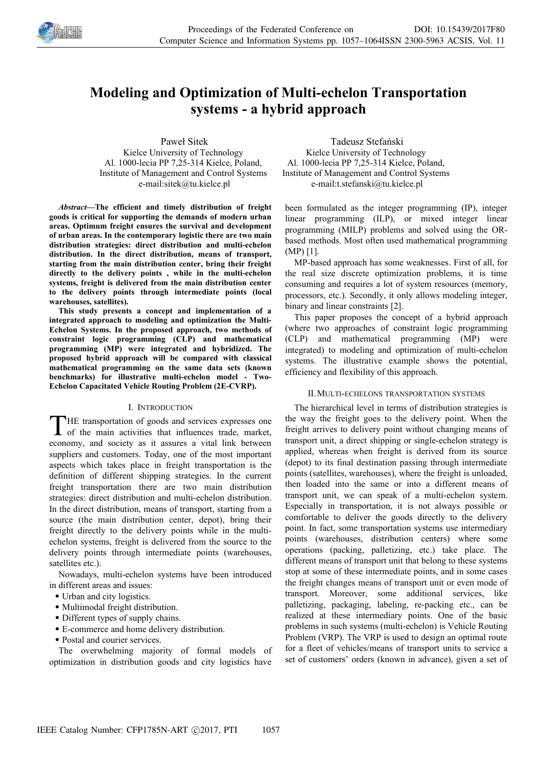# Modeling and Optimization of Multi-echelon Transportation systems - a hybrid approach

Paweł Sitek
Kielce University of Technology
Al. 1000-lecia PP 7,25-314 Kielce, Poland,
Institute of Management and Control Systems
e-mail:sitek@tu.kielce.pl

Tadeusz Stefański
Kielce University of Technology
Al. 1000-lecia PP 7,25-314 Kielce, Poland,
Institute of Management and Control Systems
e-mail:t.stefanski@tu.kielce.pl

***Abstract*—The efficient and timely distribution of freight goods is critical for supporting the demands of modern urban areas. Optimum freight ensures the survival and development of urban areas. In the contemporary logistic there are two main distribution strategies: direct distribution and multi-echelon distribution. In the direct distribution, means of transport, starting from the main distribution center, bring their freight directly to the delivery points , while in the multi-echelon systems, freight is delivered from the main distribution center to the delivery points through intermediate points (local warehouses, satellites).**

**This study presents a concept and implementation of a integrated approach to modeling and optimization the Multi-Echelon Systems. In the proposed approach, two methods of constraint logic programming (CLP) and mathematical programming (MP) were integrated and hybridized. The proposed hybrid approach will be compared with classical mathematical programming on the same data sets (known benchmarks) for illustrative multi-echelon model - Two-Echelon Capacitated Vehicle Routing Problem (2E-CVRP).**

## I. Introduction

The transportation of goods and services expresses one of the main activities that influences trade, market, economy, and society as it assures a vital link between suppliers and customers. Today, one of the most important aspects which takes place in freight transportation is the definition of different shipping strategies. In the current freight transportation there are two main distribution strategies: direct distribution and multi-echelon distribution. In the direct distribution, means of transport, starting from a source (the main distribution center, depot), bring their freight directly to the delivery points while in the multi-echelon systems, freight is delivered from the source to the delivery points through intermediate points (warehouses, satellites etc.).

Nowadays, multi-echelon systems have been introduced in different areas and issues:

- Urban and city logistics.
- Multimodal freight distribution.
- Different types of supply chains.
- E-commerce and home delivery distribution.
- Postal and courier services.

The overwhelming majority of formal models of optimization in distribution goods and city logistics have been formulated as the integer programming (IP), integer linear programming (ILP), or mixed integer linear programming (MILP) problems and solved using the OR-based methods. Most often used mathematical programming (MP) [1].

MP-based approach has some weaknesses. First of all, for the real size discrete optimization problems, it is time consuming and requires a lot of system resources (memory, processors, etc.). Secondly, it only allows modeling integer, binary and linear constraints [2].

This paper proposes the concept of a hybrid approach (where two approaches of constraint logic programming (CLP) and mathematical programming (MP) were integrated) to modeling and optimization of multi-echelon systems. The illustrative example shows the potential, efficiency and flexibility of this approach.

## II. Multi-echelons transportation systems

The hierarchical level in terms of distribution strategies is the way the freight goes to the delivery point. When the freight arrives to delivery point without changing means of transport unit, a direct shipping or single-echelon strategy is applied, whereas when freight is derived from its source (depot) to its final destination passing through intermediate points (satellites, warehouses), where the freight is unloaded, then loaded into the same or into a different means of transport unit, we can speak of a multi-echelon system. Especially in transportation, it is not always possible or comfortable to deliver the goods directly to the delivery point. In fact, some transportation systems use intermediary points (warehouses, distribution centers) where some operations (packing, palletizing, etc.) take place. The different means of transport unit that belong to these systems stop at some of these intermediate points, and in some cases the freight changes means of transport unit or even mode of transport. Moreover, some additional services, like palletizing, packaging, labeling, re-packing etc., can be realized at these intermediary points. One of the basic problems in such systems (multi-echelon) is Vehicle Routing Problem (VRP). The VRP is used to design an optimal route for a fleet of vehicles/means of transport units to service a set of customers' orders (known in advance), given a set of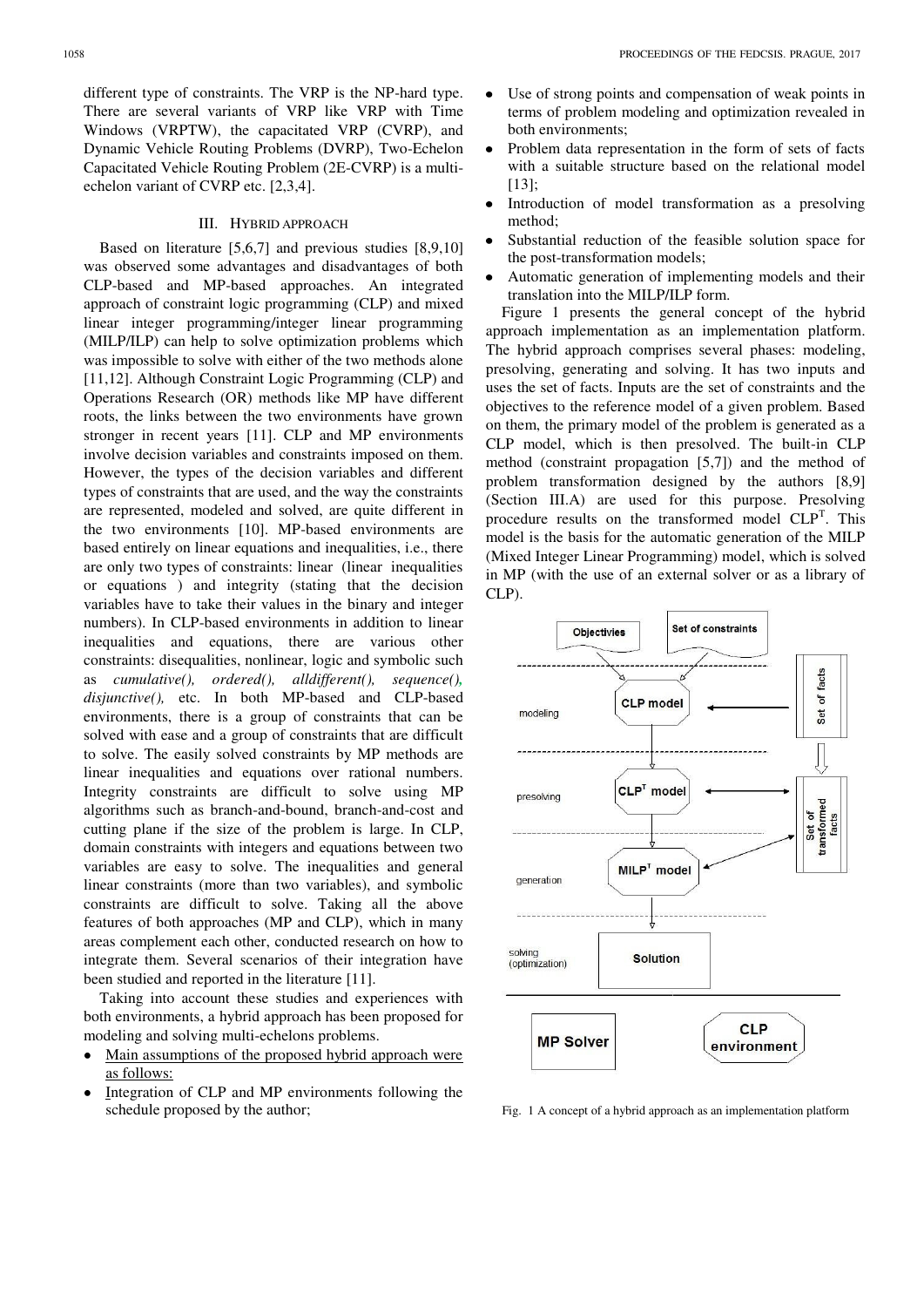different type of constraints. The VRP is the NP-hard type. There are several variants of VRP like VRP with Time Windows (VRPTW), the capacitated VRP (CVRP), and Dynamic Vehicle Routing Problems (DVRP), Two-Echelon Capacitated Vehicle Routing Problem (2E-CVRP) is a multi-echelon variant of CVRP etc. [2,3,4].

## III. Hybrid approach

Based on literature [5,6,7] and previous studies [8,9,10] was observed some advantages and disadvantages of both CLP-based and MP-based approaches. An integrated approach of constraint logic programming (CLP) and mixed linear integer programming/integer linear programming (MILP/ILP) can help to solve optimization problems which was impossible to solve with either of the two methods alone [11,12]. Although Constraint Logic Programming (CLP) and Operations Research (OR) methods like MP have different roots, the links between the two environments have grown stronger in recent years [11]. CLP and MP environments involve decision variables and constraints imposed on them. However, the types of the decision variables and different types of constraints that are used, and the way the constraints are represented, modeled and solved, are quite different in the two environments [10]. MP-based environments are based entirely on linear equations and inequalities, i.e., there are only two types of constraints: linear (linear inequalities or equations ) and integrity (stating that the decision variables have to take their values in the binary and integer numbers). In CLP-based environments in addition to linear inequalities and equations, there are various other constraints: disequalities, nonlinear, logic and symbolic such as *cumulative(), ordered(), alldifferent(), sequence(), disjunctive(),* etc. In both MP-based and CLP-based environments, there is a group of constraints that can be solved with ease and a group of constraints that are difficult to solve. The easily solved constraints by MP methods are linear inequalities and equations over rational numbers. Integrity constraints are difficult to solve using MP algorithms such as branch-and-bound, branch-and-cost and cutting plane if the size of the problem is large. In CLP, domain constraints with integers and equations between two variables are easy to solve. The inequalities and general linear constraints (more than two variables), and symbolic constraints are difficult to solve. Taking all the above features of both approaches (MP and CLP), which in many areas complement each other, conducted research on how to integrate them. Several scenarios of their integration have been studied and reported in the literature [11].

Taking into account these studies and experiences with both environments, a hybrid approach has been proposed for modeling and solving multi-echelons problems.

- Main assumptions of the proposed hybrid approach were as follows:
- Integration of CLP and MP environments following the schedule proposed by the author;
- Use of strong points and compensation of weak points in terms of problem modeling and optimization revealed in both environments;
- Problem data representation in the form of sets of facts with a suitable structure based on the relational model [13];
- Introduction of model transformation as a presolving method;
- Substantial reduction of the feasible solution space for the post-transformation models;
- Automatic generation of implementing models and their translation into the MILP/ILP form.

Figure 1 presents the general concept of the hybrid approach implementation as an implementation platform. The hybrid approach comprises several phases: modeling, presolving, generating and solving. It has two inputs and uses the set of facts. Inputs are the set of constraints and the objectives to the reference model of a given problem. Based on them, the primary model of the problem is generated as a CLP model, which is then presolved. The built-in CLP method (constraint propagation [5,7]) and the method of problem transformation designed by the authors [8,9] (Section III.A) are used for this purpose. Presolving procedure results on the transformed model $CLP^T$. This model is the basis for the automatic generation of the MILP (Mixed Integer Linear Programming) model, which is solved in MP (with the use of an external solver or as a library of CLP).

Fig. 1 A concept of a hybrid approach as an implementation platform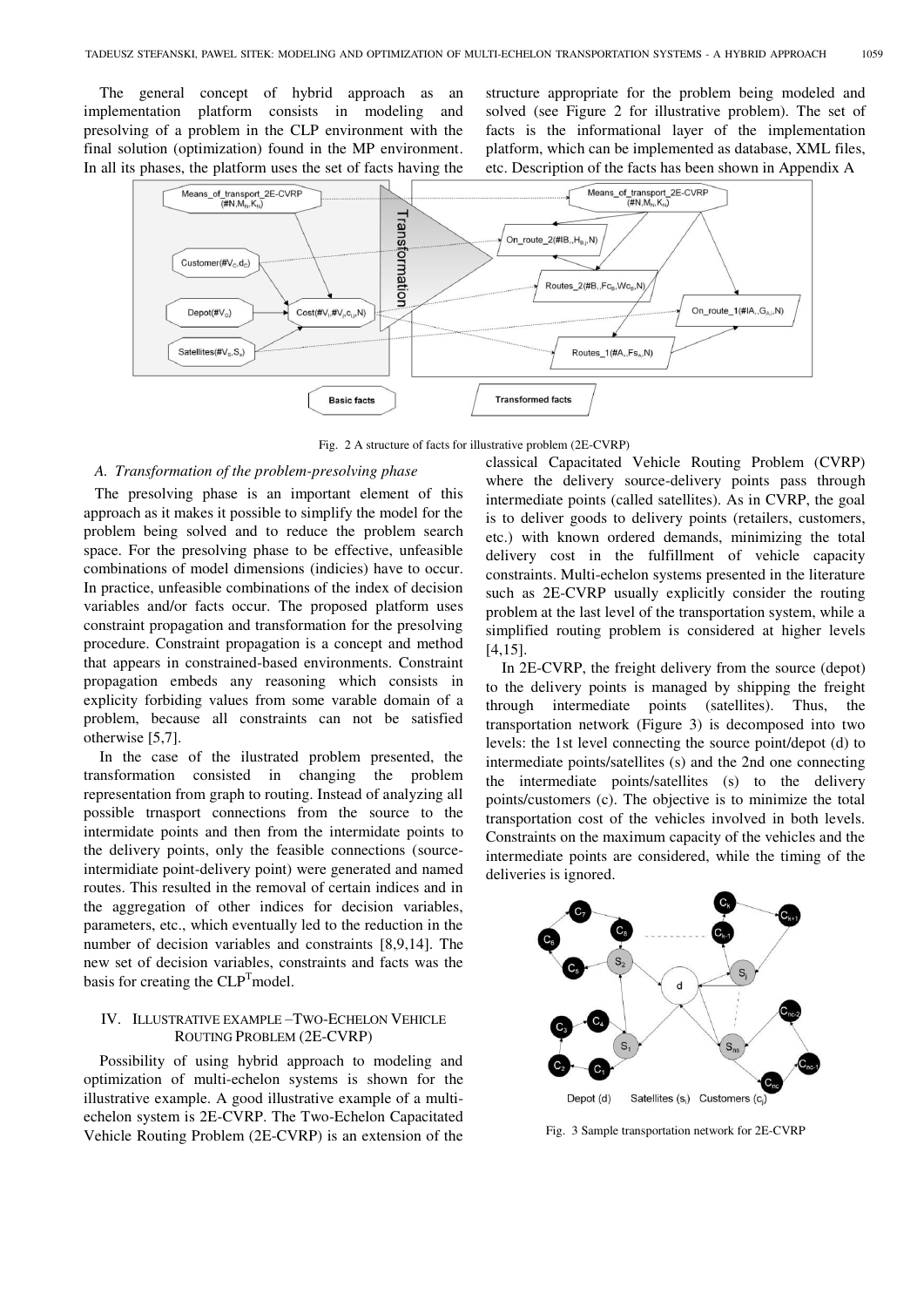The general concept of hybrid approach as an implementation platform consists in modeling and presolving of a problem in the CLP environment with the final solution (optimization) found in the MP environment. In all its phases, the platform uses the set of facts having the structure appropriate for the problem being modeled and solved (see Figure 2 for illustrative problem). The set of facts is the informational layer of the implementation platform, which can be implemented as database, XML files, etc. Description of the facts has been shown in Appendix A

Fig. 2 A structure of facts for illustrative problem (2E-CVRP)

### A. Transformation of the problem-presolving phase

The presolving phase is an important element of this approach as it makes it possible to simplify the model for the problem being solved and to reduce the problem search space. For the presolving phase to be effective, unfeasible combinations of model dimensions (indicies) have to occur. In practice, unfeasible combinations of the index of decision variables and/or facts occur. The proposed platform uses constraint propagation and transformation for the presolving procedure. Constraint propagation is a concept and method that appears in constrained-based environments. Constraint propagation embeds any reasoning which consists in explicity forbiding values from some varable domain of a problem, because all constraints can not be satisfied otherwise [5,7].

In the case of the ilustrated problem presented, the transformation consisted in changing the problem representation from graph to routing. Instead of analyzing all possible trnasport connections from the source to the intermidate points and then from the intermidate points to the delivery points, only the feasible connections (source-intermidiate point-delivery point) were generated and named routes. This resulted in the removal of certain indices and in the aggregation of other indices for decision variables, parameters, etc., which eventually led to the reduction in the number of decision variables and constraints [8,9,14]. The new set of decision variables, constraints and facts was the basis for creating the $CLP^T$model.

## IV. Illustrative example –Two-Echelon Vehicle Routing Problem (2E-CVRP)

Possibility of using hybrid approach to modeling and optimization of multi-echelon systems is shown for the illustrative example. A good illustrative example of a multi-echelon system is 2E-CVRP. The Two-Echelon Capacitated Vehicle Routing Problem (2E-CVRP) is an extension of the classical Capacitated Vehicle Routing Problem (CVRP) where the delivery source-delivery points pass through intermediate points (called satellites). As in CVRP, the goal is to deliver goods to delivery points (retailers, customers, etc.) with known ordered demands, minimizing the total delivery cost in the fulfillment of vehicle capacity constraints. Multi-echelon systems presented in the literature such as 2E-CVRP usually explicitly consider the routing problem at the last level of the transportation system, while a simplified routing problem is considered at higher levels [4,15].

In 2E-CVRP, the freight delivery from the source (depot) to the delivery points is managed by shipping the freight through intermediate points (satellites). Thus, the transportation network (Figure 3) is decomposed into two levels: the 1st level connecting the source point/depot (d) to intermediate points/satellites (s) and the 2nd one connecting the intermediate points/satellites (s) to the delivery points/customers (c). The objective is to minimize the total transportation cost of the vehicles involved in both levels. Constraints on the maximum capacity of the vehicles and the intermediate points are considered, while the timing of the deliveries is ignored.

Fig. 3 Sample transportation network for 2E-CVRP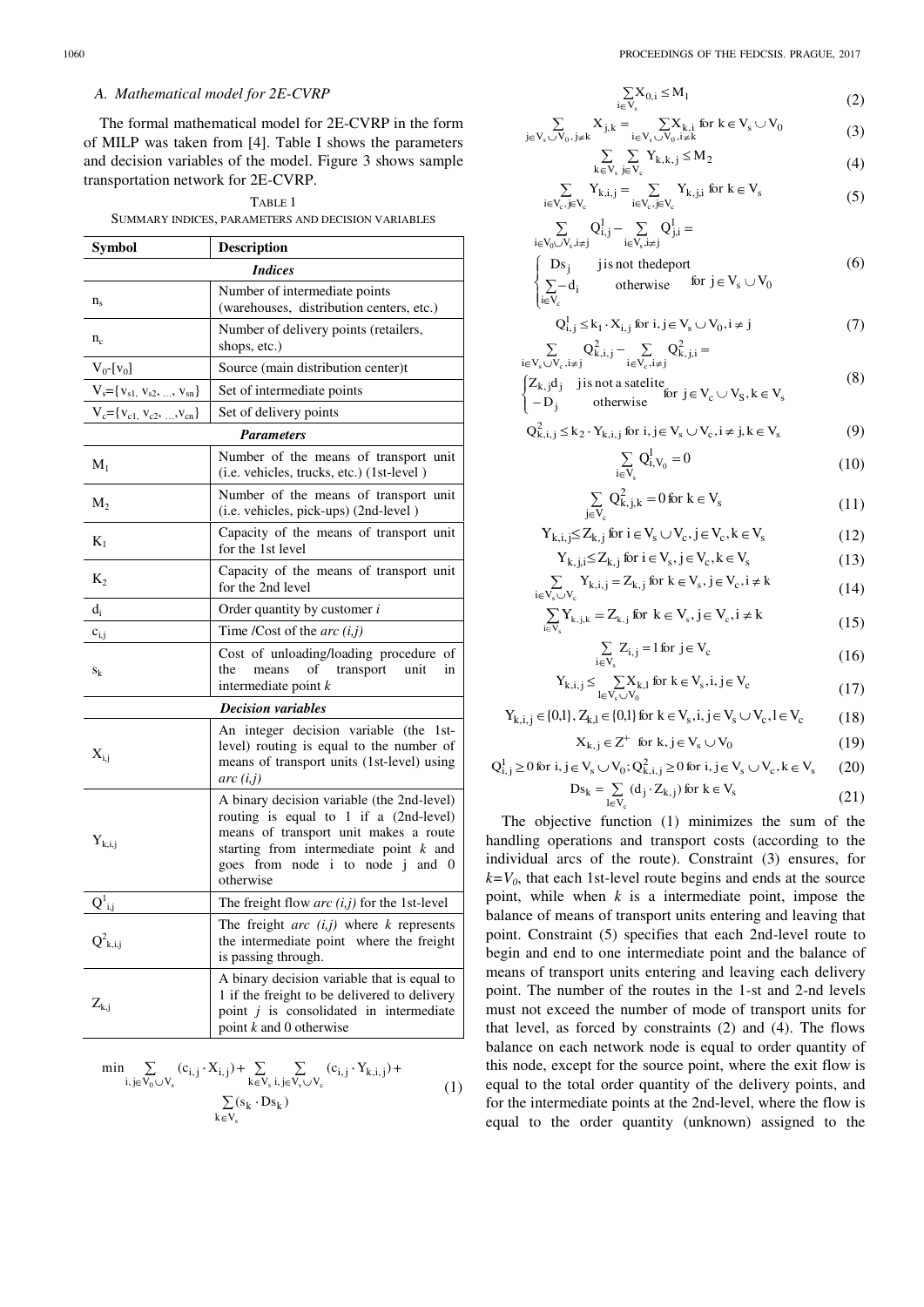### A. Mathematical model for 2E-CVRP

The formal mathematical model for 2E-CVRP in the form of MILP was taken from [4]. Table I shows the parameters and decision variables of the model. Figure 3 shows sample transportation network for 2E-CVRP.

TABLE 1
SUMMARY INDICES, PARAMETERS AND DECISION VARIABLES

| Symbol | Description |
|---|---|
| ***Indices*** | |
| $n_s$ | Number of intermediate points (warehouses, distribution centers, etc.) |
| $n_c$ | Number of delivery points (retailers, shops, etc.) |
| $V_0$-[$v_0$] | Source (main distribution center)t |
| $V_s$={$v_{s1}, v_{s2}, \ldots, v_{sn}$} | Set of intermediate points |
| $V_c$={$v_{c1}, v_{c2}, \ldots, v_{cn}$} | Set of delivery points |
| ***Parameters*** | |
| $M_1$ | Number of the means of transport unit (i.e. vehicles, trucks, etc.) (1st-level ) |
| $M_2$ | Number of the means of transport unit (i.e. vehicles, pick-ups) (2nd-level ) |
| $K_1$ | Capacity of the means of transport unit for the 1st level |
| $K_2$ | Capacity of the means of transport unit for the 2nd level |
| $d_i$ | Order quantity by customer *i* |
| $c_{i,j}$ | Time /Cost of the *arc (i,j)* |
| $s_k$ | Cost of unloading/loading procedure of the means of transport unit in intermediate point *k* |
| ***Decision variables*** | |
| $X_{i,j}$ | An integer decision variable (the 1st-level) routing is equal to the number of means of transport units (1st-level) using *arc (i,j)* |
| $Y_{k,i,j}$ | A binary decision variable (the 2nd-level) routing is equal to 1 if a (2nd-level) means of transport unit makes a route starting from intermediate point *k* and goes from node i to node j and 0 otherwise |
| $Q^1_{i,j}$ | The freight flow *arc (i,j)* for the 1st-level |
| $Q^2_{k,i,j}$ | The freight *arc (i,j)* where *k* represents the intermediate point where the freight is passing through. |
| $Z_{k,j}$ | A binary decision variable that is equal to 1 if the freight to be delivered to delivery point *j* is consolidated in intermediate point *k* and 0 otherwise |

$$\min \sum_{i,j\in V_0\cup V_s}(c_{i,j}\cdot X_{i,j})+\sum_{k\in V_s}\sum_{i,j\in V_s\cup V_c}(c_{i,j}\cdot Y_{k,i,j})+\sum_{k\in V_s}(s_k\cdot Ds_k) \tag{1}$$

$$\sum_{i\in V_s}X_{0,i}\le M_1 \tag{2}$$

$$\sum_{j\in V_s\cup V_0,\, j\ne k}X_{j,k}=\sum_{i\in V_s\cup V_0,\, i\ne k}X_{k,i} \text{ for } k\in V_s\cup V_0 \tag{3}$$

$$\sum_{k\in V_s}\sum_{j\in V_c}Y_{k,k,j}\le M_2 \tag{4}$$

$$\sum_{i\in V_c,\, j\in V_c}Y_{k,i,j}=\sum_{i\in V_c,\, j\in V_c}Y_{k,j,i} \text{ for } k\in V_s \tag{5}$$

$$\sum_{i\in V_0\cup V_s,\, i\ne j}Q^1_{i,j}-\sum_{i\in V_s,\, i\ne j}Q^1_{j,i}=\begin{cases}Ds_j & j \text{ is not the deport}\\ \sum_{i\in V_c}-d_i & \text{otherwise}\end{cases} \text{ for } j\in V_s\cup V_0 \tag{6}$$

$$Q^1_{i,j}\le k_1\cdot X_{i,j} \text{ for } i,j\in V_s\cup V_0, i\ne j \tag{7}$$

$$\sum_{i\in V_s\cup V_c,\, i\ne j}Q^2_{k,i,j}-\sum_{i\in V_c,\, i\ne j}Q^2_{k,j,i}=\begin{cases}Z_{k,j}d_j & j \text{ is not a satelite}\\ -D_j & \text{otherwise}\end{cases} \text{ for } j\in V_c\cup V_S, k\in V_s \tag{8}$$

$$Q^2_{k,i,j}\le k_2\cdot Y_{k,i,j} \text{ for } i,j\in V_s\cup V_c, i\ne j, k\in V_s \tag{9}$$

$$\sum_{i\in V_s}Q^1_{i,V_0}=0 \tag{10}$$

$$\sum_{j\in V_c}Q^2_{k,j,k}=0 \text{ for } k\in V_s \tag{11}$$

$$Y_{k,i,j}\le Z_{k,j} \text{ for } i\in V_s\cup V_c, j\in V_c, k\in V_s \tag{12}$$

$$Y_{k,j,i}\le Z_{k,j} \text{ for } i\in V_s, j\in V_c, k\in V_s \tag{13}$$

$$\sum_{i\in V_s\cup V_c}Y_{k,i,j}=Z_{k,j} \text{ for } k\in V_s, j\in V_c, i\ne k \tag{14}$$

$$\sum_{i\in V_s}Y_{k,j,k}=Z_{k,j} \text{ for } k\in V_s, j\in V_c, i\ne k \tag{15}$$

$$\sum_{i\in V_s}Z_{i,j}=1 \text{ for } j\in V_c \tag{16}$$

$$Y_{k,i,j}\le\sum_{l\in V_s\cup V_0}X_{k,l} \text{ for } k\in V_s, i,j\in V_c \tag{17}$$

$$Y_{k,i,j}\in\{0,1\}, Z_{k,l}\in\{0,1\} \text{ for } k\in V_s, i,j\in V_s\cup V_c, l\in V_c \tag{18}$$

$$X_{k,j}\in Z^+ \text{ for } k,j\in V_s\cup V_0 \tag{19}$$

$$Q^1_{i,j}\ge 0 \text{ for } i,j\in V_s\cup V_0; Q^2_{k,i,j}\ge 0 \text{ for } i,j\in V_s\cup V_c, k\in V_s \tag{20}$$

$$Ds_k=\sum_{l\in V_c}(d_j\cdot Z_{k,j}) \text{ for } k\in V_s \tag{21}$$

The objective function (1) minimizes the sum of the handling operations and transport costs (according to the individual arcs of the route). Constraint (3) ensures, for $k=V_0$, that each 1st-level route begins and ends at the source point, while when $k$ is a intermediate point, impose the balance of means of transport units entering and leaving that point. Constraint (5) specifies that each 2nd-level route to begin and end to one intermediate point and the balance of means of transport units entering and leaving each delivery point. The number of the routes in the 1-st and 2-nd levels must not exceed the number of mode of transport units for that level, as forced by constraints (2) and (4). The flows balance on each network node is equal to order quantity of this node, except for the source point, where the exit flow is equal to the total order quantity of the delivery points, and for the intermediate points at the 2nd-level, where the flow is equal to the order quantity (unknown) assigned to the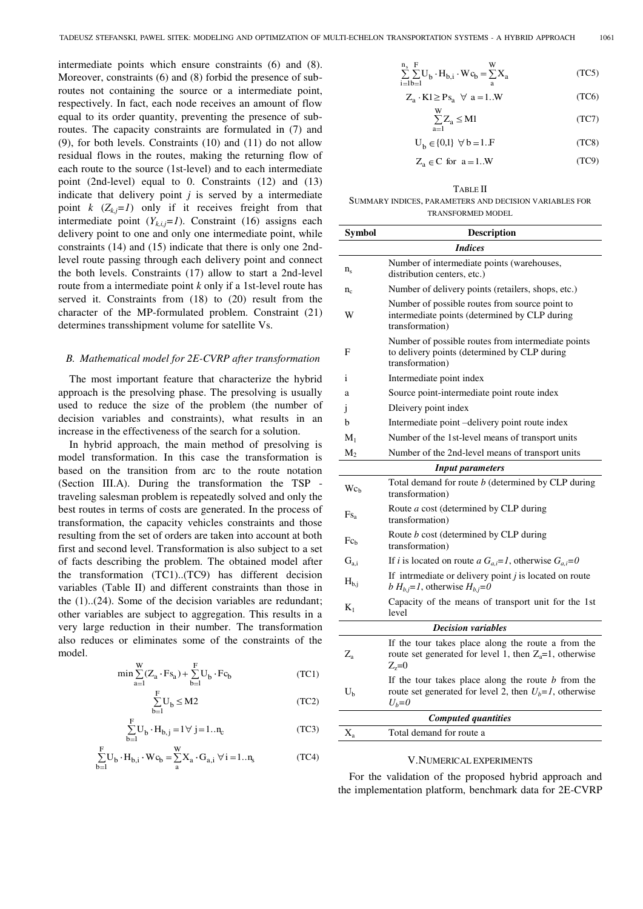intermediate points which ensure constraints (6) and (8). Moreover, constraints (6) and (8) forbid the presence of sub-routes not containing the source or a intermediate point, respectively. In fact, each node receives an amount of flow equal to its order quantity, preventing the presence of sub-routes. The capacity constraints are formulated in (7) and (9), for both levels. Constraints (10) and (11) do not allow residual flows in the routes, making the returning flow of each route to the source (1st-level) and to each intermediate point (2nd-level) equal to 0. Constraints (12) and (13) indicate that delivery point $j$ is served by a intermediate point $k$ ($Z_{k,j}=1$) only if it receives freight from that intermediate point ($Y_{k,i,j}=1$). Constraint (16) assigns each delivery point to one and only one intermediate point, while constraints (14) and (15) indicate that there is only one 2nd-level route passing through each delivery point and connect the both levels. Constraints (17) allow to start a 2nd-level route from a intermediate point $k$ only if a 1st-level route has served it. Constraints from (18) to (20) result from the character of the MP-formulated problem. Constraint (21) determines transshipment volume for satellite Vs.

### *B. Mathematical model for 2E-CVRP after transformation*

The most important feature that characterize the hybrid approach is the presolving phase. The presolving is usually used to reduce the size of the problem (the number of decision variables and constraints), what results in an increase in the effectiveness of the search for a solution.

In hybrid approach, the main method of presolving is model transformation. In this case the transformation is based on the transition from arc to the route notation (Section III.A). During the transformation the TSP - traveling salesman problem is repeatedly solved and only the best routes in terms of costs are generated. In the process of transformation, the capacity vehicles constraints and those resulting from the set of orders are taken into account at both first and second level. Transformation is also subject to a set of facts describing the problem. The obtained model after the transformation (TC1)..(TC9) has different decision variables (Table II) and different constraints than those in the (1)..(24). Some of the decision variables are redundant; other variables are subject to aggregation. This results in a very large reduction in their number. The transformation also reduces or eliminates some of the constraints of the model.

$$\min \sum_{a=1}^{W} (Z_a \cdot Fs_a) + \sum_{b=1}^{F} U_b \cdot Fc_b \tag{TC1}$$

$$\sum_{b=1}^{F} U_b \leq M2 \tag{TC2}$$

$$\sum_{b=1}^{F} U_b \cdot H_{b,j} = 1 \; \forall \; j = 1..n_c \tag{TC3}$$

$$\sum_{b=1}^{F} U_b \cdot H_{b,i} \cdot Wc_b = \sum_{a}^{W} X_a \cdot G_{a,i} \; \forall i = 1..n_s \tag{TC4}$$

$$\sum_{i=1}^{n_s} \sum_{b=1}^{F} U_b \cdot H_{b,i} \cdot Wc_b = \sum_{a}^{W} X_a \tag{TC5}$$

$$Z_a \cdot K1 \geq Ps_a \;\; \forall \;\; a = 1..W \tag{TC6}$$

$$\sum_{a=1}^{W} Z_a \leq M1 \tag{TC7}$$

$$U_b \in \{0,1\} \;\; \forall \, b = 1..F \tag{TC8}$$

$$Z_a \in C \;\text{ for }\; a = 1..W \tag{TC9}$$

TABLE II
SUMMARY INDICES, PARAMETERS AND DECISION VARIABLES FOR TRANSFORMED MODEL

| Symbol | Description |
|---|---|
| | ***Indices*** |
| $n_s$ | Number of intermediate points (warehouses, distribution centers, etc.) |
| $n_c$ | Number of delivery points (retailers, shops, etc.) |
| W | Number of possible routes from source point to intermediate points (determined by CLP during transformation) |
| F | Number of possible routes from intermediate points to delivery points (determined by CLP during transformation) |
| i | Intermediate point index |
| a | Source point-intermediate point route index |
| j | Dleivery point index |
| b | Intermediate point –delivery point route index |
| $M_1$ | Number of the 1st-level means of transport units |
| $M_2$ | Number of the 2nd-level means of transport units |
| | ***Input parameters*** |
| $Wc_b$ | Total demand for route $b$ (determined by CLP during transformation) |
| $Fs_a$ | Route $a$ cost (determined by CLP during transformation) |
| $Fc_b$ | Route $b$ cost (determined by CLP during transformation) |
| $G_{a,i}$ | If $i$ is located on route $a$ $G_{a,i}=1$, otherwise $G_{a,i}=0$ |
| $H_{b,j}$ | If intrmediate or delivery point $j$ is located on route $b$ $H_{b,j}=1$, otherwise $H_{b,j}=0$ |
| $K_1$ | Capacity of the means of transport unit for the 1st level |
| | ***Decision variables*** |
| $Z_a$ | If the tour takes place along the route a from the route set generated for level 1, then $Z_a$=1, otherwise $Z_z$=0 |
| $U_b$ | If the tour takes place along the route $b$ from the route set generated for level 2, then $U_b=1$, otherwise $U_b=0$ |
| | ***Computed quantities*** |
| $X_a$ | Total demand for route a |

## V. NUMERICAL EXPERIMENTS

For the validation of the proposed hybrid approach and the implementation platform, benchmark data for 2E-CVRP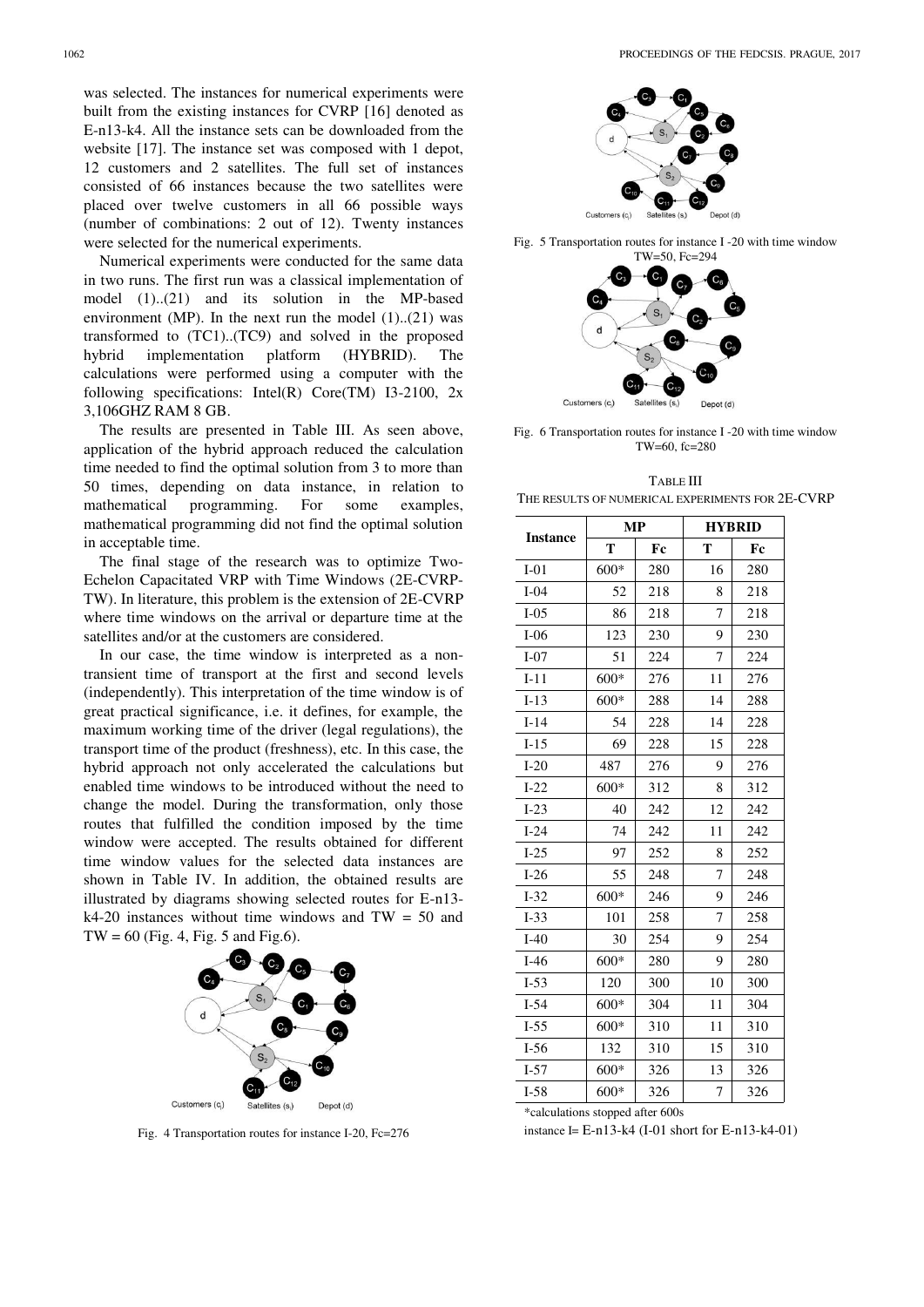was selected. The instances for numerical experiments were built from the existing instances for CVRP [16] denoted as E-n13-k4. All the instance sets can be downloaded from the website [17]. The instance set was composed with 1 depot, 12 customers and 2 satellites. The full set of instances consisted of 66 instances because the two satellites were placed over twelve customers in all 66 possible ways (number of combinations: 2 out of 12). Twenty instances were selected for the numerical experiments.

Numerical experiments were conducted for the same data in two runs. The first run was a classical implementation of model (1)..(21) and its solution in the MP-based environment (MP). In the next run the model (1)..(21) was transformed to (TC1)..(TC9) and solved in the proposed hybrid implementation platform (HYBRID). The calculations were performed using a computer with the following specifications: Intel(R) Core(TM) I3-2100, 2x 3,106GHZ RAM 8 GB.

The results are presented in Table III. As seen above, application of the hybrid approach reduced the calculation time needed to find the optimal solution from 3 to more than 50 times, depending on data instance, in relation to mathematical programming. For some examples, mathematical programming did not find the optimal solution in acceptable time.

The final stage of the research was to optimize Two-Echelon Capacitated VRP with Time Windows (2E-CVRP-TW). In literature, this problem is the extension of 2E-CVRP where time windows on the arrival or departure time at the satellites and/or at the customers are considered.

In our case, the time window is interpreted as a non-transient time of transport at the first and second levels (independently). This interpretation of the time window is of great practical significance, i.e. it defines, for example, the maximum working time of the driver (legal regulations), the transport time of the product (freshness), etc. In this case, the hybrid approach not only accelerated the calculations but enabled time windows to be introduced without the need to change the model. During the transformation, only those routes that fulfilled the condition imposed by the time window were accepted. The results obtained for different time window values for the selected data instances are shown in Table IV. In addition, the obtained results are illustrated by diagrams showing selected routes for E-n13-k4-20 instances without time windows and TW = 50 and TW = 60 (Fig. 4, Fig. 5 and Fig.6).

Fig. 4 Transportation routes for instance I-20, Fc=276

Fig. 5 Transportation routes for instance I -20 with time window TW=50, Fc=294

Fig. 6 Transportation routes for instance I -20 with time window TW=60, fc=280

TABLE III
THE RESULTS OF NUMERICAL EXPERIMENTS FOR 2E-CVRP

| Instance | MP | | HYBRID | |
|---|---|---|---|---|
| | T | Fc | T | Fc |
| I-01 | 600* | 280 | 16 | 280 |
| I-04 | 52 | 218 | 8 | 218 |
| I-05 | 86 | 218 | 7 | 218 |
| I-06 | 123 | 230 | 9 | 230 |
| I-07 | 51 | 224 | 7 | 224 |
| I-11 | 600* | 276 | 11 | 276 |
| I-13 | 600* | 288 | 14 | 288 |
| I-14 | 54 | 228 | 14 | 228 |
| I-15 | 69 | 228 | 15 | 228 |
| I-20 | 487 | 276 | 9 | 276 |
| I-22 | 600* | 312 | 8 | 312 |
| I-23 | 40 | 242 | 12 | 242 |
| I-24 | 74 | 242 | 11 | 242 |
| I-25 | 97 | 252 | 8 | 252 |
| I-26 | 55 | 248 | 7 | 248 |
| I-32 | 600* | 246 | 9 | 246 |
| I-33 | 101 | 258 | 7 | 258 |
| I-40 | 30 | 254 | 9 | 254 |
| I-46 | 600* | 280 | 9 | 280 |
| I-53 | 120 | 300 | 10 | 300 |
| I-54 | 600* | 304 | 11 | 304 |
| I-55 | 600* | 310 | 11 | 310 |
| I-56 | 132 | 310 | 15 | 310 |
| I-57 | 600* | 326 | 13 | 326 |
| I-58 | 600* | 326 | 7 | 326 |

*calculations stopped after 600s

instance I= E-n13-k4 (I-01 short for E-n13-k4-01)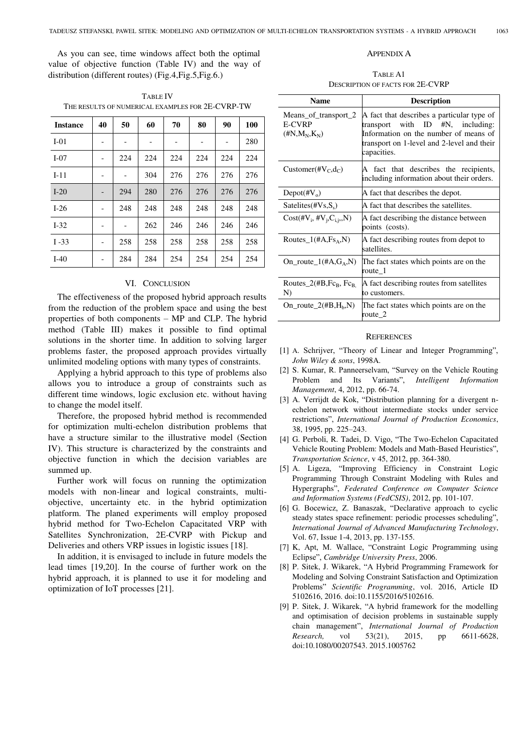As you can see, time windows affect both the optimal value of objective function (Table IV) and the way of distribution (different routes) (Fig.4,Fig.5,Fig.6.)

TABLE IV
THE RESULTS OF NUMERICAL EXAMPLES FOR 2E-CVRP-TW

| Instance | 40 | 50 | 60 | 70 | 80 | 90 | 100 |
|---|---|---|---|---|---|---|---|
| I-01 | - | - | - | - | - | - | 280 |
| I-07 | - | 224 | 224 | 224 | 224 | 224 | 224 |
| I-11 | - | - | 304 | 276 | 276 | 276 | 276 |
| I-20 | - | 294 | 280 | 276 | 276 | 276 | 276 |
| I-26 | - | 248 | 248 | 248 | 248 | 248 | 248 |
| I-32 | - | - | 262 | 246 | 246 | 246 | 246 |
| I -33 | - | 258 | 258 | 258 | 258 | 258 | 258 |
| I-40 | - | 284 | 284 | 254 | 254 | 254 | 254 |

## VI. CONCLUSION

The effectiveness of the proposed hybrid approach results from the reduction of the problem space and using the best properties of both components – MP and CLP. The hybrid method (Table III) makes it possible to find optimal solutions in the shorter time. In addition to solving larger problems faster, the proposed approach provides virtually unlimited modeling options with many types of constraints.

Applying a hybrid approach to this type of problems also allows you to introduce a group of constraints such as different time windows, logic exclusion etc. without having to change the model itself.

Therefore, the proposed hybrid method is recommended for optimization multi-echelon distribution problems that have a structure similar to the illustrative model (Section IV). This structure is characterized by the constraints and objective function in which the decision variables are summed up.

Further work will focus on running the optimization models with non-linear and logical constraints, multi-objective, uncertainty etc. in the hybrid optimization platform. The planed experiments will employ proposed hybrid method for Two-Echelon Capacitated VRP with Satellites Synchronization, 2E-CVRP with Pickup and Deliveries and others VRP issues in logistic issues [18].

In addition, it is envisaged to include in future models the lead times [19,20]. In the course of further work on the hybrid approach, it is planned to use it for modeling and optimization of IoT processes [21].

## APPENDIX A

TABLE A1
DESCRIPTION OF FACTS FOR 2E-CVRP

| Name | Description |
|---|---|
| Means_of_transport_2 E-CVRP (#N,$M_N$,$K_N$) | A fact that describes a particular type of transport with ID #N, including: Information on the number of means of transport on 1-level and 2-level and their capacities. |
| Customer(#$V_C$,$d_C$) | A fact that describes the recipients, including information about their orders. |
| Depot(#$V_o$) | A fact that describes the depot. |
| Satelites(#$V_s$,$S_s$) | A fact that describes the satellites. |
| Cost(#$V_i$, #$V_j$,$C_{i,j}$,,N) | A fact describing the distance between points (costs). |
| Routes_1(#A,$Fs_A$,N) | A fact describing routes from depot to satellites. |
| On_route_1(#A,$G_A$,N) | The fact states which points are on the route_1 |
| Routes_2(#B,$Fc_B$, $Fc_B$, N) | A fact describing routes from satellites to customers. |
| On_route_2(#B,$H_b$,N) | The fact states which points are on the route_2 |

## REFERENCES

[1] A. Schrijver, "Theory of Linear and Integer Programming", *John Wiley & sons*, 1998A.

[2] S. Kumar, R. Panneerselvam, "Survey on the Vehicle Routing Problem and Its Variants", *Intelligent Information Management*, 4, 2012, pp. 66-74.

[3] A. Verrijdt de Kok, "Distribution planning for a divergent n-echelon network without intermediate stocks under service restrictions", *International Journal of Production Economics*, 38, 1995, pp. 225–243.

[4] G. Perboli, R. Tadei, D. Vigo, "The Two-Echelon Capacitated Vehicle Routing Problem: Models and Math-Based Heuristics", *Transportation Science*, v 45, 2012, pp. 364-380.

[5] A. Ligeza, "Improving Efficiency in Constraint Logic Programming Through Constraint Modeling with Rules and Hypergraphs", *Federated Conference on Computer Science and Information Systems (FedCSIS)*, 2012, pp. 101-107.

[6] G. Bocewicz, Z. Banaszak, "Declarative approach to cyclic steady states space refinement: periodic processes scheduling", *International Journal of Advanced Manufacturing Technology*, Vol. 67, Issue 1-4, 2013, pp. 137-155.

[7] K, Apt, M. Wallace, "Constraint Logic Programming using Eclipse", *Cambridge University Press*, 2006.

[8] P. Sitek, J. Wikarek, "A Hybrid Programming Framework for Modeling and Solving Constraint Satisfaction and Optimization Problems" *Scientific Programming*, vol. 2016, Article ID 5102616, 2016. doi:10.1155/2016/5102616.

[9] P. Sitek, J. Wikarek, "A hybrid framework for the modelling and optimisation of decision problems in sustainable supply chain management", *International Journal of Production Research,* vol 53(21), 2015, pp 6611-6628, doi:10.1080/00207543. 2015.1005762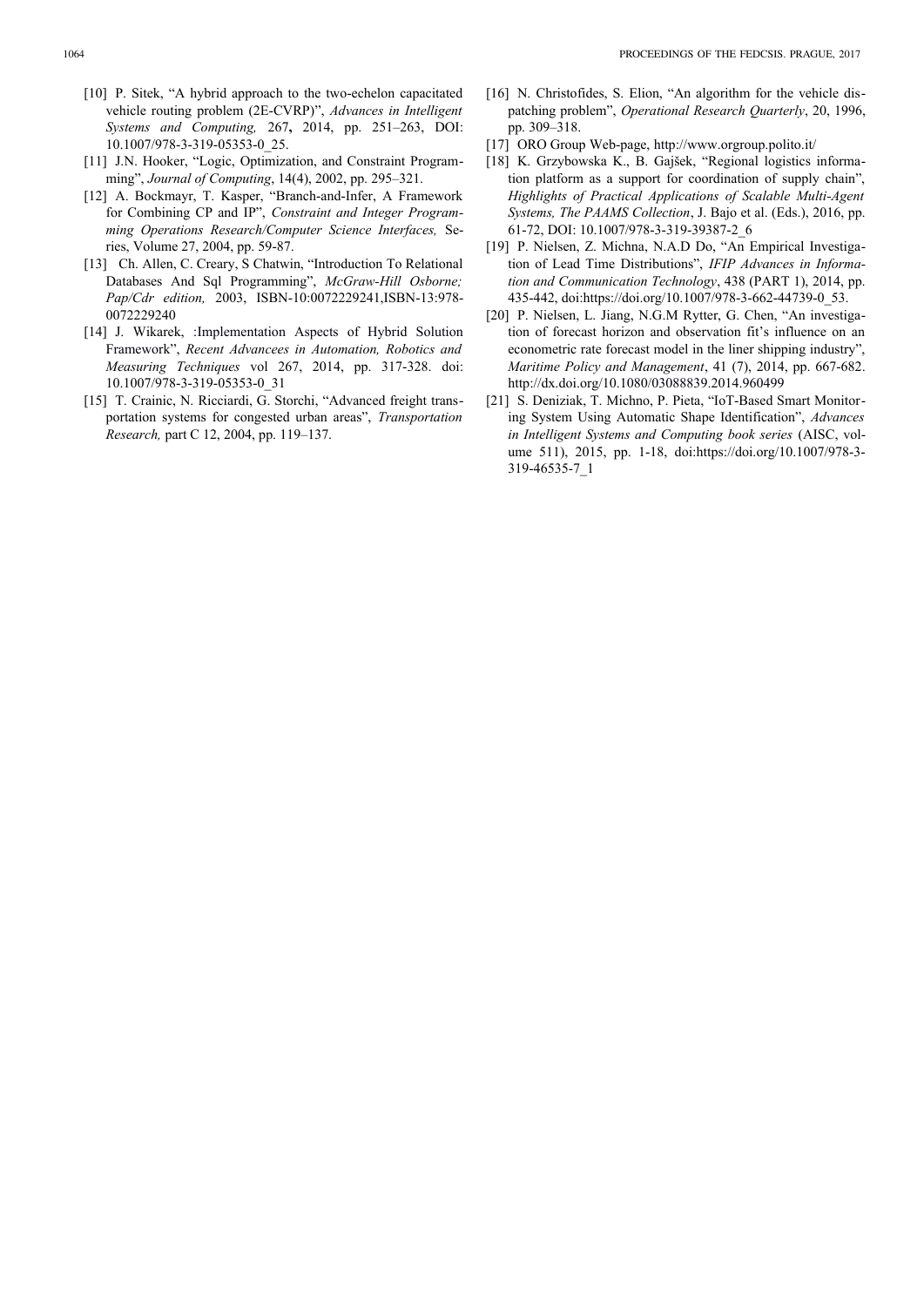- [10] P. Sitek, "A hybrid approach to the two-echelon capacitated vehicle routing problem (2E-CVRP)", *Advances in Intelligent Systems and Computing,* 267**,** 2014, pp. 251–263, DOI: 10.1007/978-3-319-05353-0_25.
- [11] J.N. Hooker, "Logic, Optimization, and Constraint Programming", *Journal of Computing*, 14(4), 2002, pp. 295–321.
- [12] A. Bockmayr, T. Kasper, "Branch-and-Infer, A Framework for Combining CP and IP", *Constraint and Integer Programming Operations Research/Computer Science Interfaces,* Series, Volume 27, 2004, pp. 59-87.
- [13] Ch. Allen, C. Creary, S Chatwin, "Introduction To Relational Databases And Sql Programming", *McGraw-Hill Osborne; Pap/Cdr edition,* 2003, ISBN-10:0072229241,ISBN-13:978-0072229240
- [14] J. Wikarek, :Implementation Aspects of Hybrid Solution Framework", *Recent Advancees in Automation, Robotics and Measuring Techniques* vol 267, 2014, pp. 317-328. doi: 10.1007/978-3-319-05353-0_31
- [15] T. Crainic, N. Ricciardi, G. Storchi, "Advanced freight transportation systems for congested urban areas", *Transportation Research,* part C 12, 2004, pp. 119–137.
- [16] N. Christofides, S. Elion, "An algorithm for the vehicle dispatching problem", *Operational Research Quarterly*, 20, 1996, pp. 309–318.
- [17] ORO Group Web-page, http://www.orgroup.polito.it/
- [18] K. Grzybowska K., B. Gajšek, "Regional logistics information platform as a support for coordination of supply chain", *Highlights of Practical Applications of Scalable Multi-Agent Systems, The PAAMS Collection*, J. Bajo et al. (Eds.), 2016, pp. 61-72, DOI: 10.1007/978-3-319-39387-2_6
- [19] P. Nielsen, Z. Michna, N.A.D Do, "An Empirical Investigation of Lead Time Distributions", *IFIP Advances in Information and Communication Technology*, 438 (PART 1), 2014, pp. 435-442, doi:https://doi.org/10.1007/978-3-662-44739-0_53.
- [20] P. Nielsen, L. Jiang, N.G.M Rytter, G. Chen, "An investigation of forecast horizon and observation fit's influence on an econometric rate forecast model in the liner shipping industry", *Maritime Policy and Management*, 41 (7), 2014, pp. 667-682. http://dx.doi.org/10.1080/03088839.2014.960499
- [21] S. Deniziak, T. Michno, P. Pieta, "IoT-Based Smart Monitoring System Using Automatic Shape Identification", *Advances in Intelligent Systems and Computing book series* (AISC, volume 511), 2015, pp. 1-18, doi:https://doi.org/10.1007/978-3-319-46535-7_1